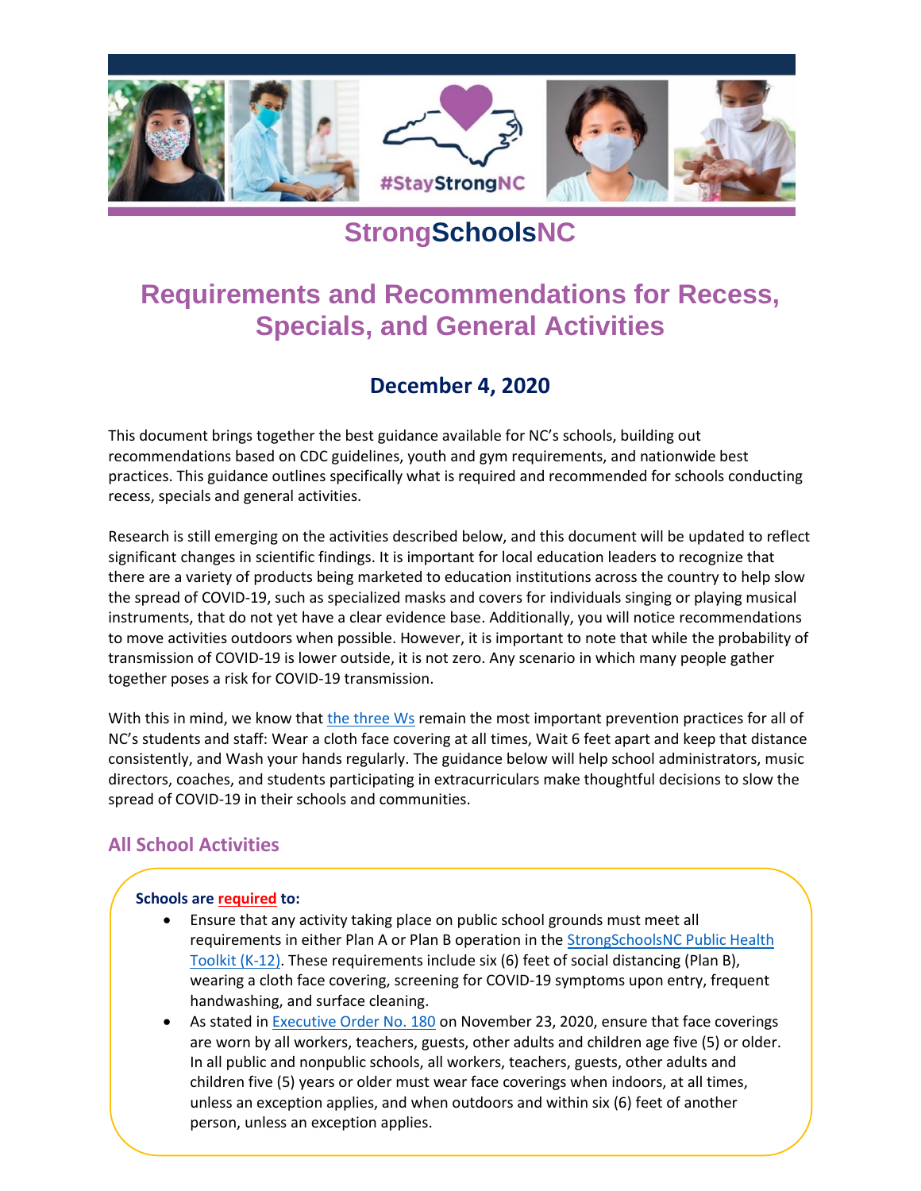# StrongSchoolsNC

## Requirements and Recommendations for Recess, Specials, and General Activities

### December 4, 2020

This document brings together the best guidance available for NC's schools, building out recommendations based on CDC guidelines, youth and gym requirements, and nationwide best practices. This guidance outlines specifically what is required and recommended for schools conducting recess, specials and general activities.

Research is still emerging on the activities described below, and this document will be updated to reflect significant changes in scientific findings. It is important for local education leaders to recognize that there are a variety of products being marketed to education institutions across the country to help slow the spread of COVID-19, such as specialized masks and covers for individuals singing or playing musical instruments, that do not yet have a clear evidence base. Additionally, you will notice recommendations to move activities outdoors when possible. However, it is important to note that while the probability of transmission of COVID-19 is lower outside, it is not zero. Any scenario in which many people gather together poses a risk for COVID-19 transmission.

With this in mind, we know that the three Ws remain the most important prevention practices for all of NC's students and staff: Wear a cloth face covering at all times, Wait 6 feet apart and keep that distance consistently, and Wash your hands regularly. The guidance below will help school administrators, music directors, coaches, and students participating in extracurriculars make thoughtful decisions to slow the spread of COVID-19 in their schools and communities.

### All School Activities

**Schools are required to:**

- Ensure that any activity taking place on public school grounds must meet all requirements in either Plan A or Plan B operation in the StrongSchoolsNC Public Health Toolkit (K-12). These requirements include six (6) feet of social distancing (Plan B), wearing a cloth face covering, screening for COVID-19 symptoms upon entry, frequent handwashing, and surface cleaning.
- As stated in Executive Order No. 180 on November 23, 2020, ensure that face coverings are worn by all workers, teachers, guests, other adults and children age five (5) or older. In all public and nonpublic schools, all workers, teachers, guests, other adults and children five (5) years or older must wear face coverings when indoors, at all times, unless an exception applies, and when outdoors and within six (6) feet of another person, unless an exception applies.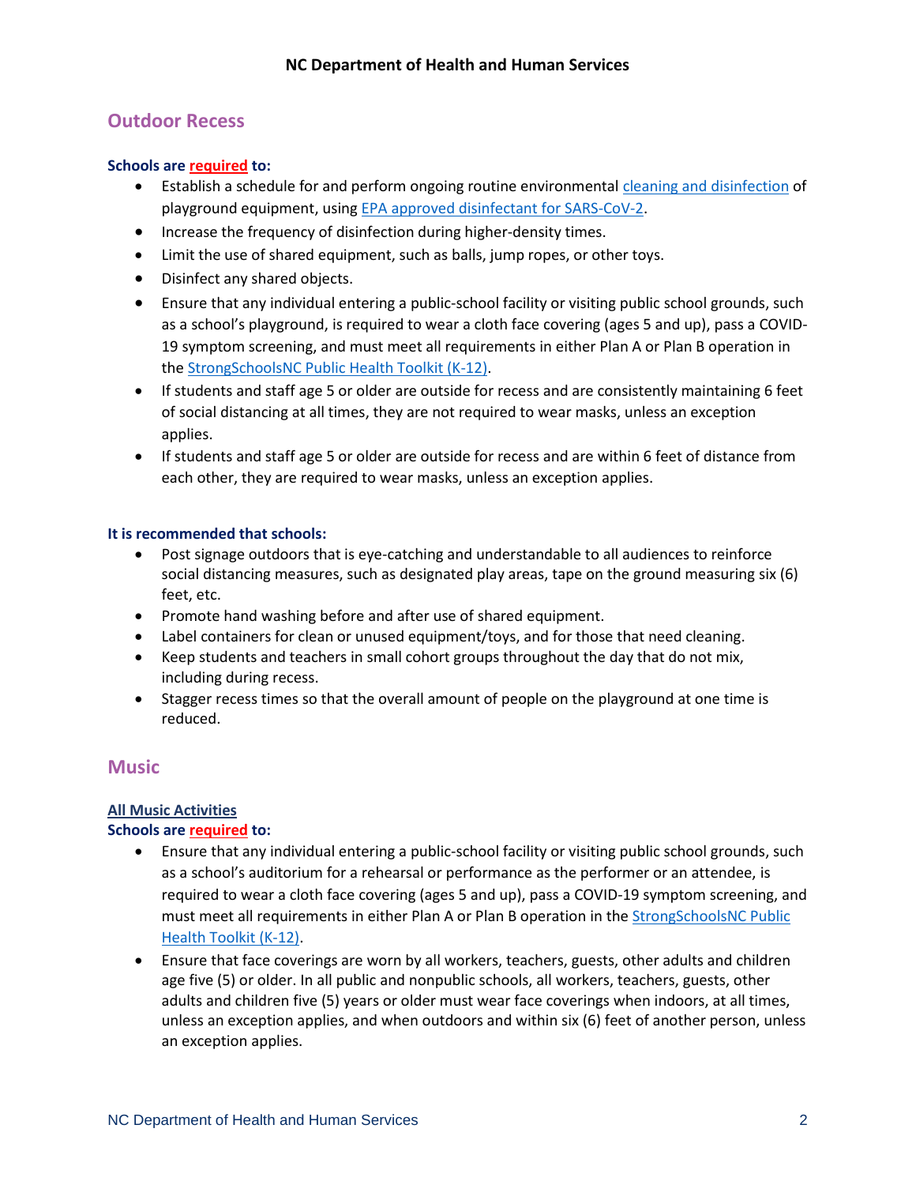## Outdoor Recess

**Schools are required to:**

- Establish a schedule for and perform ongoing routine environmental cleaning and disinfection of playground equipment, using EPA approved disinfectant for SARS-CoV-2.
- Increase the frequency of disinfection during higher-density times.
- Limit the use of shared equipment, such as balls, jump ropes, or other toys.
- Disinfect any shared objects.
- Ensure that any individual entering a public-school facility or visiting public school grounds, such as a school's playground, is required to wear a cloth face covering (ages 5 and up), pass a COVID-19 symptom screening, and must meet all requirements in either Plan A or Plan B operation in the StrongSchoolsNC Public Health Toolkit (K-12).
- If students and staff age 5 or older are outside for recess and are consistently maintaining 6 feet of social distancing at all times, they are not required to wear masks, unless an exception applies.
- If students and staff age 5 or older are outside for recess and are within 6 feet of distance from each other, they are required to wear masks, unless an exception applies.

**It is recommended that schools:**

- Post signage outdoors that is eye-catching and understandable to all audiences to reinforce social distancing measures, such as designated play areas, tape on the ground measuring six (6) feet, etc.
- Promote hand washing before and after use of shared equipment.
- Label containers for clean or unused equipment/toys, and for those that need cleaning.
- Keep students and teachers in small cohort groups throughout the day that do not mix, including during recess.
- Stagger recess times so that the overall amount of people on the playground at one time is reduced.

## Music

### All Music Activities

**Schools are required to:**

- Ensure that any individual entering a public-school facility or visiting public school grounds, such as a school's auditorium for a rehearsal or performance as the performer or an attendee, is required to wear a cloth face covering (ages 5 and up), pass a COVID-19 symptom screening, and must meet all requirements in either Plan A or Plan B operation in the StrongSchoolsNC Public Health Toolkit (K-12).
- Ensure that face coverings are worn by all workers, teachers, guests, other adults and children age five (5) or older. In all public and nonpublic schools, all workers, teachers, guests, other adults and children five (5) years or older must wear face coverings when indoors, at all times, unless an exception applies, and when outdoors and within six (6) feet of another person, unless an exception applies.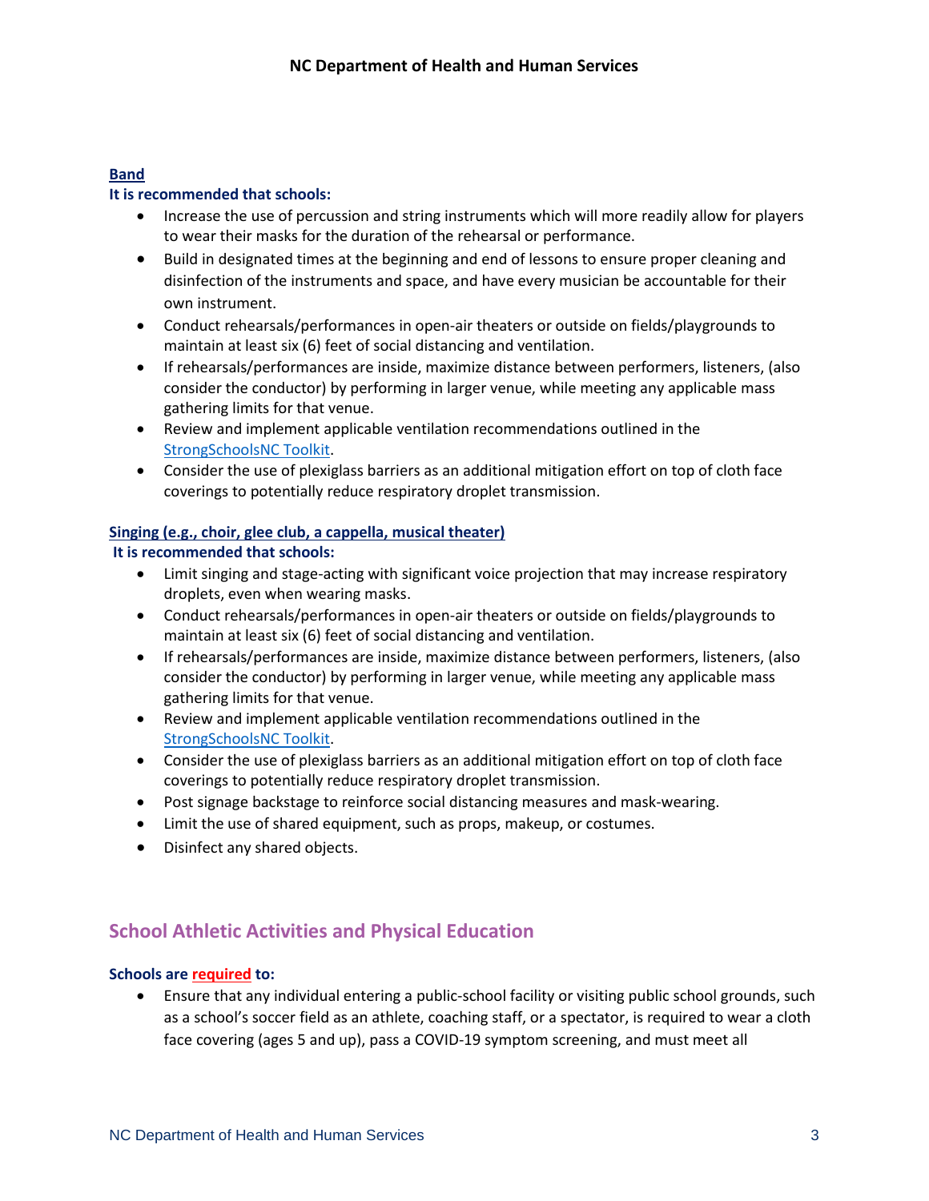### Band

**It is recommended that schools:**

- Increase the use of percussion and string instruments which will more readily allow for players to wear their masks for the duration of the rehearsal or performance.
- Build in designated times at the beginning and end of lessons to ensure proper cleaning and disinfection of the instruments and space, and have every musician be accountable for their own instrument.
- Conduct rehearsals/performances in open-air theaters or outside on fields/playgrounds to maintain at least six (6) feet of social distancing and ventilation.
- If rehearsals/performances are inside, maximize distance between performers, listeners, (also consider the conductor) by performing in larger venue, while meeting any applicable mass gathering limits for that venue.
- Review and implement applicable ventilation recommendations outlined in the StrongSchoolsNC Toolkit.
- Consider the use of plexiglass barriers as an additional mitigation effort on top of cloth face coverings to potentially reduce respiratory droplet transmission.

### Singing (e.g., choir, glee club, a cappella, musical theater)

**It is recommended that schools:**

- Limit singing and stage-acting with significant voice projection that may increase respiratory droplets, even when wearing masks.
- Conduct rehearsals/performances in open-air theaters or outside on fields/playgrounds to maintain at least six (6) feet of social distancing and ventilation.
- If rehearsals/performances are inside, maximize distance between performers, listeners, (also consider the conductor) by performing in larger venue, while meeting any applicable mass gathering limits for that venue.
- Review and implement applicable ventilation recommendations outlined in the StrongSchoolsNC Toolkit.
- Consider the use of plexiglass barriers as an additional mitigation effort on top of cloth face coverings to potentially reduce respiratory droplet transmission.
- Post signage backstage to reinforce social distancing measures and mask-wearing.
- Limit the use of shared equipment, such as props, makeup, or costumes.
- Disinfect any shared objects.

## School Athletic Activities and Physical Education

**Schools are required to:**

- Ensure that any individual entering a public-school facility or visiting public school grounds, such as a school's soccer field as an athlete, coaching staff, or a spectator, is required to wear a cloth face covering (ages 5 and up), pass a COVID-19 symptom screening, and must meet all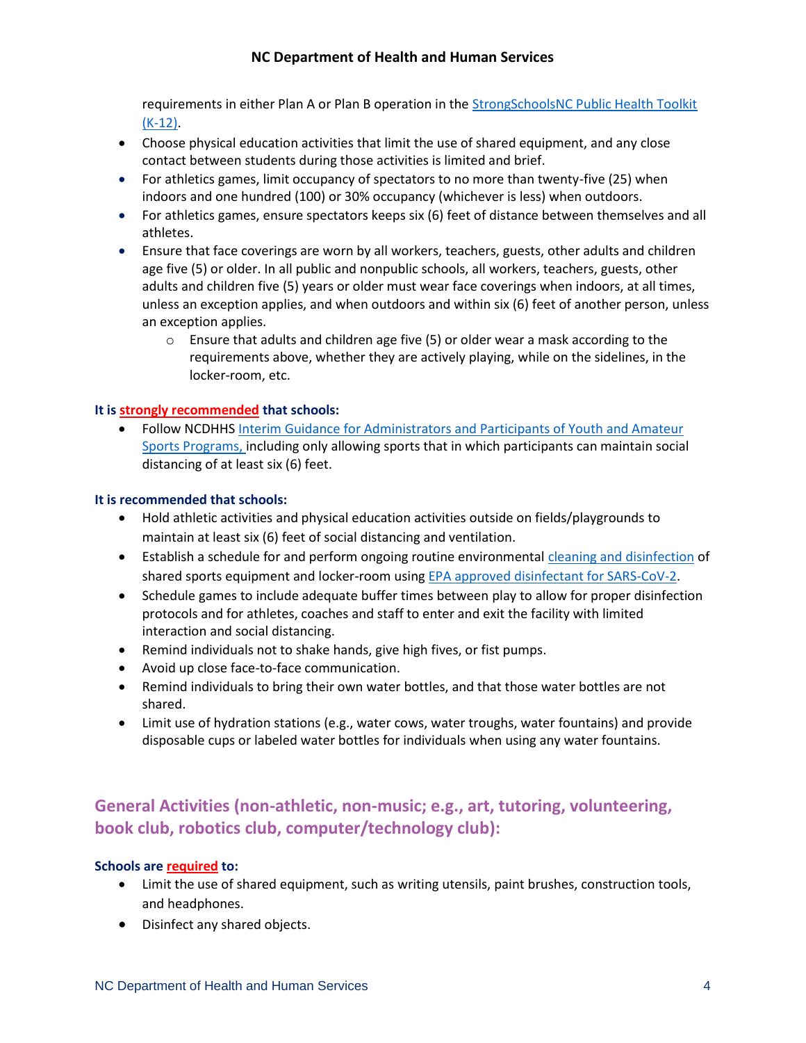requirements in either Plan A or Plan B operation in the [StrongSchoolsNC Public Health Toolkit (K-12)](#).

- Choose physical education activities that limit the use of shared equipment, and any close contact between students during those activities is limited and brief.
- For athletics games, limit occupancy of spectators to no more than twenty-five (25) when indoors and one hundred (100) or 30% occupancy (whichever is less) when outdoors.
- For athletics games, ensure spectators keeps six (6) feet of distance between themselves and all athletes.
- Ensure that face coverings are worn by all workers, teachers, guests, other adults and children age five (5) or older. In all public and nonpublic schools, all workers, teachers, guests, other adults and children five (5) years or older must wear face coverings when indoors, at all times, unless an exception applies, and when outdoors and within six (6) feet of another person, unless an exception applies.
  - Ensure that adults and children age five (5) or older wear a mask according to the requirements above, whether they are actively playing, while on the sidelines, in the locker-room, etc.

**It is strongly recommended that schools:**

- Follow NCDHHS [Interim Guidance for Administrators and Participants of Youth and Amateur Sports Programs,](#) including only allowing sports that in which participants can maintain social distancing of at least six (6) feet.

**It is recommended that schools:**

- Hold athletic activities and physical education activities outside on fields/playgrounds to maintain at least six (6) feet of social distancing and ventilation.
- Establish a schedule for and perform ongoing routine environmental [cleaning and disinfection](#) of shared sports equipment and locker-room using [EPA approved disinfectant for SARS-CoV-2](#).
- Schedule games to include adequate buffer times between play to allow for proper disinfection protocols and for athletes, coaches and staff to enter and exit the facility with limited interaction and social distancing.
- Remind individuals not to shake hands, give high fives, or fist pumps.
- Avoid up close face-to-face communication.
- Remind individuals to bring their own water bottles, and that those water bottles are not shared.
- Limit use of hydration stations (e.g., water cows, water troughs, water fountains) and provide disposable cups or labeled water bottles for individuals when using any water fountains.

## General Activities (non-athletic, non-music; e.g., art, tutoring, volunteering, book club, robotics club, computer/technology club):

**Schools are required to:**

- Limit the use of shared equipment, such as writing utensils, paint brushes, construction tools, and headphones.
- Disinfect any shared objects.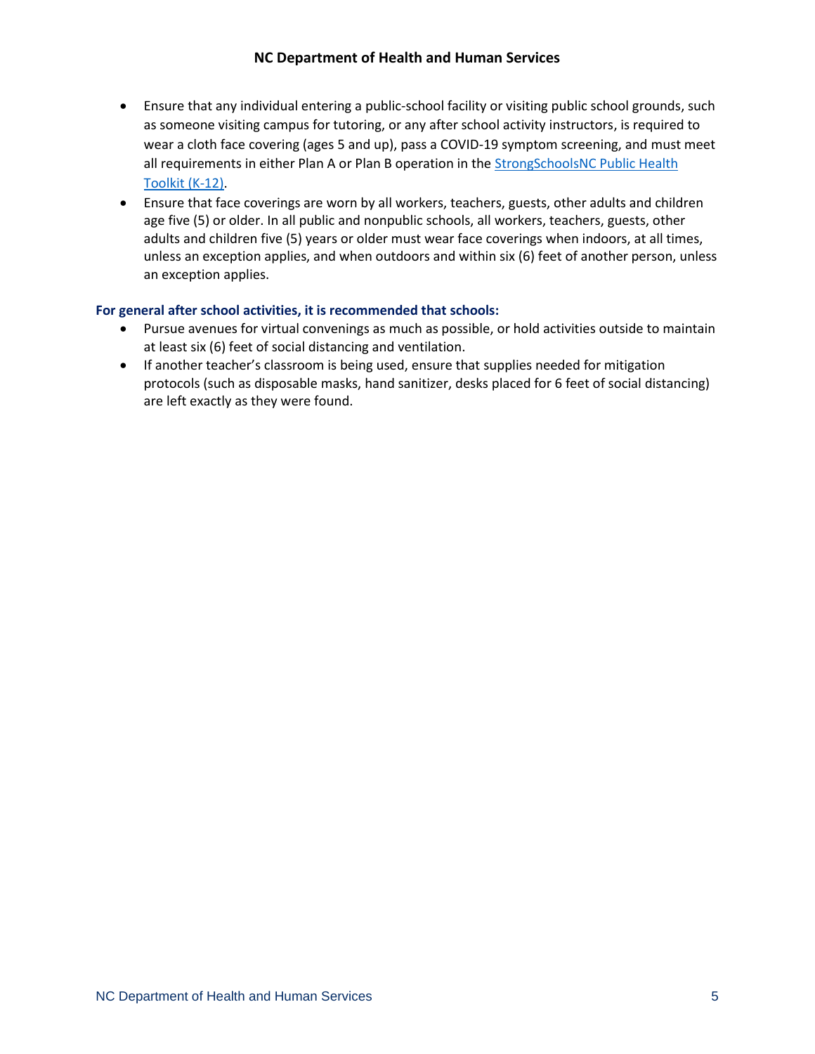- Ensure that any individual entering a public-school facility or visiting public school grounds, such as someone visiting campus for tutoring, or any after school activity instructors, is required to wear a cloth face covering (ages 5 and up), pass a COVID-19 symptom screening, and must meet all requirements in either Plan A or Plan B operation in the [StrongSchoolsNC Public Health Toolkit (K-12)](StrongSchoolsNC Public Health Toolkit (K-12)).
- Ensure that face coverings are worn by all workers, teachers, guests, other adults and children age five (5) or older. In all public and nonpublic schools, all workers, teachers, guests, other adults and children five (5) years or older must wear face coverings when indoors, at all times, unless an exception applies, and when outdoors and within six (6) feet of another person, unless an exception applies.

**For general after school activities, it is recommended that schools:**

- Pursue avenues for virtual convenings as much as possible, or hold activities outside to maintain at least six (6) feet of social distancing and ventilation.
- If another teacher's classroom is being used, ensure that supplies needed for mitigation protocols (such as disposable masks, hand sanitizer, desks placed for 6 feet of social distancing) are left exactly as they were found.